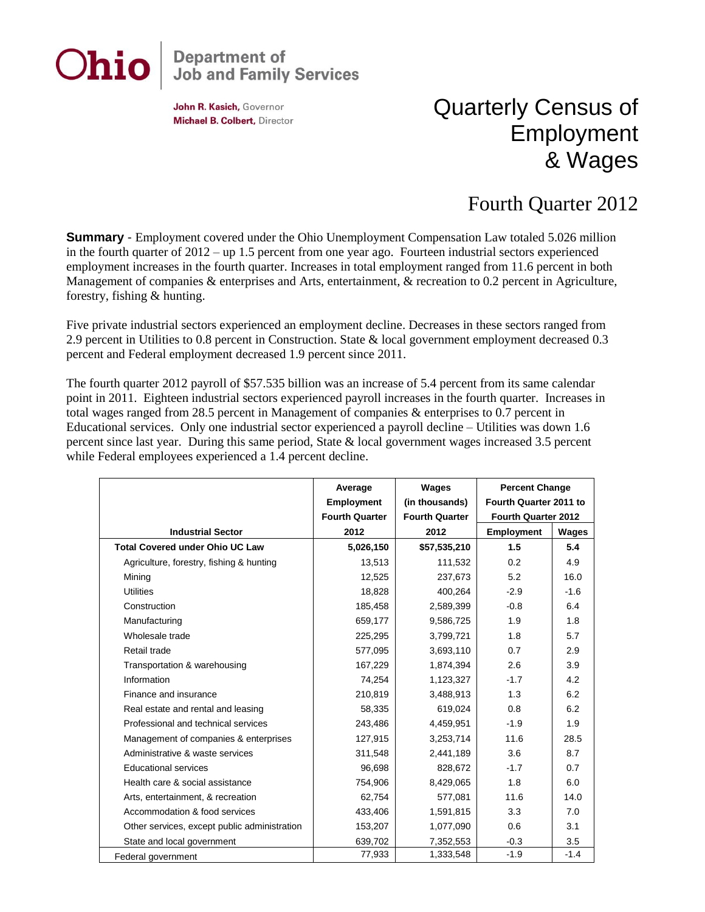**Ohio** | Department of Job and Family Services

**John R. Kasich,** Governor
**Michael B. Colbert,** Director

# Quarterly Census of Employment & Wages

## Fourth Quarter 2012

**Summary** - Employment covered under the Ohio Unemployment Compensation Law totaled 5.026 million in the fourth quarter of 2012 – up 1.5 percent from one year ago. Fourteen industrial sectors experienced employment increases in the fourth quarter. Increases in total employment ranged from 11.6 percent in both Management of companies & enterprises and Arts, entertainment, & recreation to 0.2 percent in Agriculture, forestry, fishing & hunting.

Five private industrial sectors experienced an employment decline. Decreases in these sectors ranged from 2.9 percent in Utilities to 0.8 percent in Construction. State & local government employment decreased 0.3 percent and Federal employment decreased 1.9 percent since 2011.

The fourth quarter 2012 payroll of $57.535 billion was an increase of 5.4 percent from its same calendar point in 2011. Eighteen industrial sectors experienced payroll increases in the fourth quarter. Increases in total wages ranged from 28.5 percent in Management of companies & enterprises to 0.7 percent in Educational services. Only one industrial sector experienced a payroll decline – Utilities was down 1.6 percent since last year. During this same period, State & local government wages increased 3.5 percent while Federal employees experienced a 1.4 percent decline.

| Industrial Sector | Average Employment Fourth Quarter 2012 | Wages (in thousands) Fourth Quarter 2012 | Percent Change Fourth Quarter 2011 to Fourth Quarter 2012 | |
|---|---|---|---|---|
| | | | Employment | Wages |
| **Total Covered under Ohio UC Law** | **5,026,150** | **$57,535,210** | **1.5** | **5.4** |
| Agriculture, forestry, fishing & hunting | 13,513 | 111,532 | 0.2 | 4.9 |
| Mining | 12,525 | 237,673 | 5.2 | 16.0 |
| Utilities | 18,828 | 400,264 | -2.9 | -1.6 |
| Construction | 185,458 | 2,589,399 | -0.8 | 6.4 |
| Manufacturing | 659,177 | 9,586,725 | 1.9 | 1.8 |
| Wholesale trade | 225,295 | 3,799,721 | 1.8 | 5.7 |
| Retail trade | 577,095 | 3,693,110 | 0.7 | 2.9 |
| Transportation & warehousing | 167,229 | 1,874,394 | 2.6 | 3.9 |
| Information | 74,254 | 1,123,327 | -1.7 | 4.2 |
| Finance and insurance | 210,819 | 3,488,913 | 1.3 | 6.2 |
| Real estate and rental and leasing | 58,335 | 619,024 | 0.8 | 6.2 |
| Professional and technical services | 243,486 | 4,459,951 | -1.9 | 1.9 |
| Management of companies & enterprises | 127,915 | 3,253,714 | 11.6 | 28.5 |
| Administrative & waste services | 311,548 | 2,441,189 | 3.6 | 8.7 |
| Educational services | 96,698 | 828,672 | -1.7 | 0.7 |
| Health care & social assistance | 754,906 | 8,429,065 | 1.8 | 6.0 |
| Arts, entertainment, & recreation | 62,754 | 577,081 | 11.6 | 14.0 |
| Accommodation & food services | 433,406 | 1,591,815 | 3.3 | 7.0 |
| Other services, except public administration | 153,207 | 1,077,090 | 0.6 | 3.1 |
| State and local government | 639,702 | 7,352,553 | -0.3 | 3.5 |
| Federal government | 77,933 | 1,333,548 | -1.9 | -1.4 |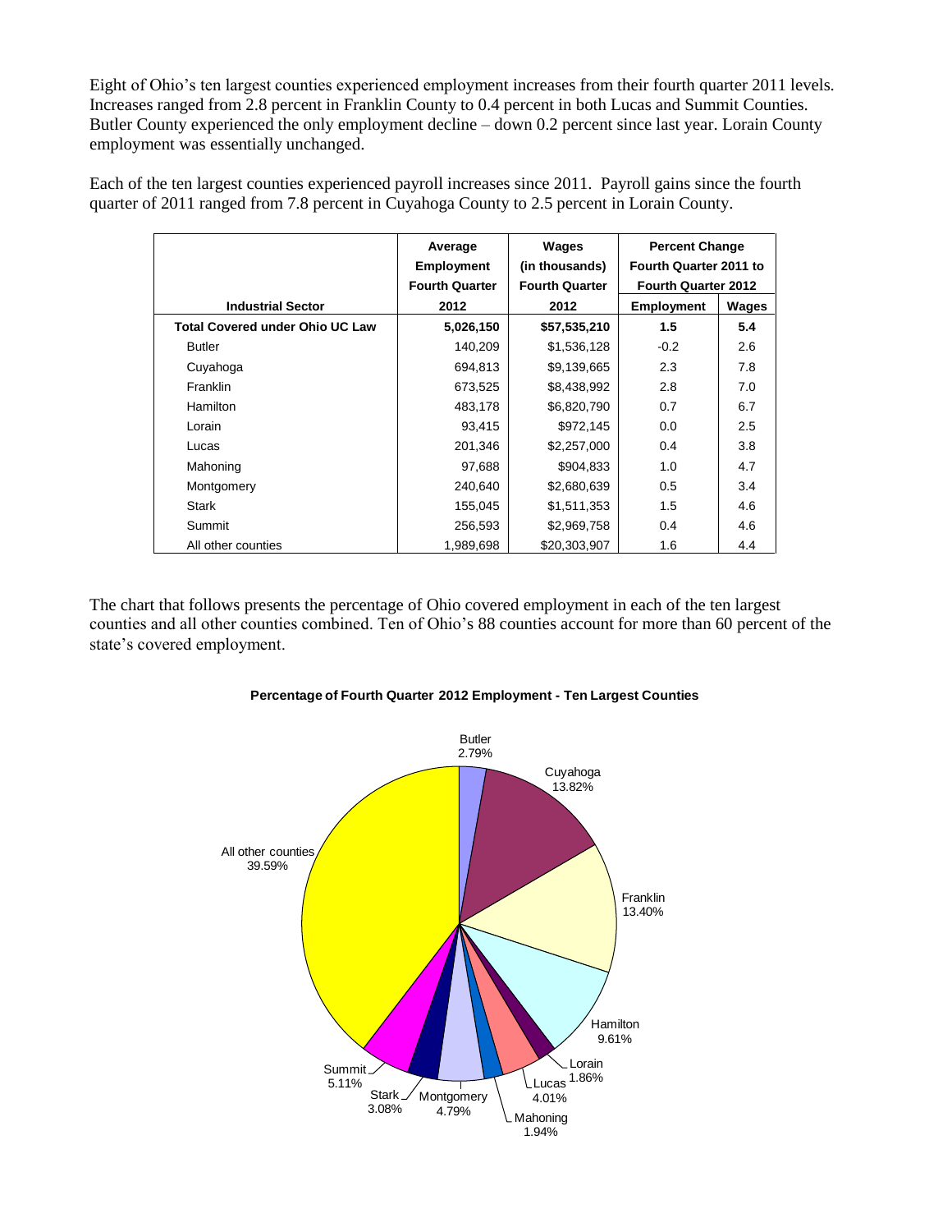Eight of Ohio's ten largest counties experienced employment increases from their fourth quarter 2011 levels. Increases ranged from 2.8 percent in Franklin County to 0.4 percent in both Lucas and Summit Counties. Butler County experienced the only employment decline – down 0.2 percent since last year. Lorain County employment was essentially unchanged.

Each of the ten largest counties experienced payroll increases since 2011. Payroll gains since the fourth quarter of 2011 ranged from 7.8 percent in Cuyahoga County to 2.5 percent in Lorain County.

| Industrial Sector | Average Employment Fourth Quarter 2012 | Wages (in thousands) Fourth Quarter 2012 | Percent Change Fourth Quarter 2011 to Fourth Quarter 2012 | |
|---|---|---|---|---|
| | | | Employment | Wages |
| **Total Covered under Ohio UC Law** | **5,026,150** | **$57,535,210** | **1.5** | **5.4** |
| Butler | 140,209 | $1,536,128 | -0.2 | 2.6 |
| Cuyahoga | 694,813 | $9,139,665 | 2.3 | 7.8 |
| Franklin | 673,525 | $8,438,992 | 2.8 | 7.0 |
| Hamilton | 483,178 | $6,820,790 | 0.7 | 6.7 |
| Lorain | 93,415 | $972,145 | 0.0 | 2.5 |
| Lucas | 201,346 | $2,257,000 | 0.4 | 3.8 |
| Mahoning | 97,688 | $904,833 | 1.0 | 4.7 |
| Montgomery | 240,640 | $2,680,639 | 0.5 | 3.4 |
| Stark | 155,045 | $1,511,353 | 1.5 | 4.6 |
| Summit | 256,593 | $2,969,758 | 0.4 | 4.6 |
| All other counties | 1,989,698 | $20,303,907 | 1.6 | 4.4 |

The chart that follows presents the percentage of Ohio covered employment in each of the ten largest counties and all other counties combined. Ten of Ohio's 88 counties account for more than 60 percent of the state's covered employment.

**Percentage of Fourth Quarter 2012 Employment - Ten Largest Counties**

| County | Percentage |
|---|---|
| Butler | 2.79% |
| Cuyahoga | 13.82% |
| Franklin | 13.40% |
| Hamilton | 9.61% |
| Lorain | 1.86% |
| Lucas | 4.01% |
| Mahoning | 1.94% |
| Montgomery | 4.79% |
| Stark | 3.08% |
| Summit | 5.11% |
| All other counties | 39.59% |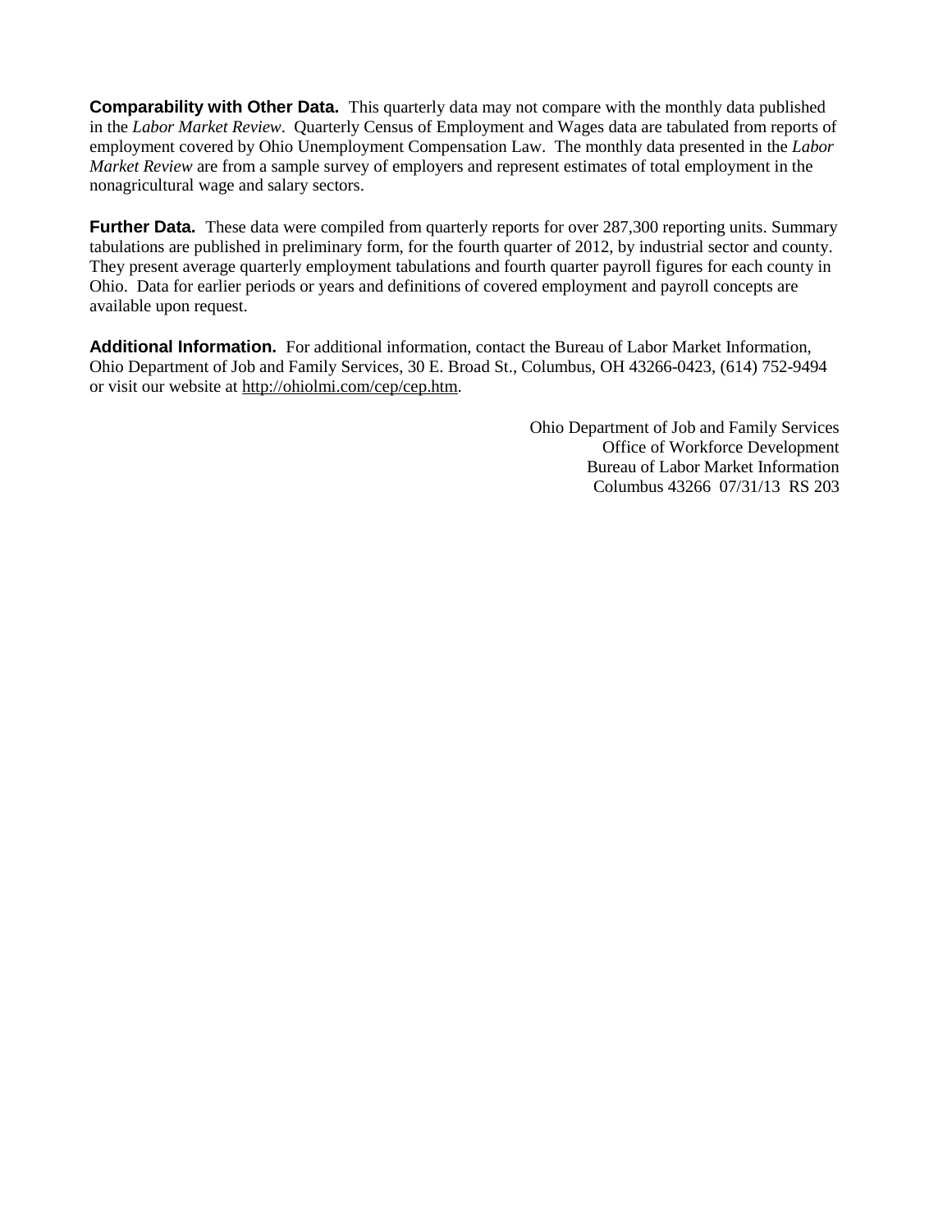**Comparability with Other Data.** This quarterly data may not compare with the monthly data published in the *Labor Market Review*. Quarterly Census of Employment and Wages data are tabulated from reports of employment covered by Ohio Unemployment Compensation Law. The monthly data presented in the *Labor Market Review* are from a sample survey of employers and represent estimates of total employment in the nonagricultural wage and salary sectors.

**Further Data.** These data were compiled from quarterly reports for over 287,300 reporting units. Summary tabulations are published in preliminary form, for the fourth quarter of 2012, by industrial sector and county. They present average quarterly employment tabulations and fourth quarter payroll figures for each county in Ohio. Data for earlier periods or years and definitions of covered employment and payroll concepts are available upon request.

**Additional Information.** For additional information, contact the Bureau of Labor Market Information, Ohio Department of Job and Family Services, 30 E. Broad St., Columbus, OH 43266-0423, (614) 752-9494 or visit our website at http://ohiolmi.com/cep/cep.htm.

Ohio Department of Job and Family Services
Office of Workforce Development
Bureau of Labor Market Information
Columbus 43266 07/31/13 RS 203